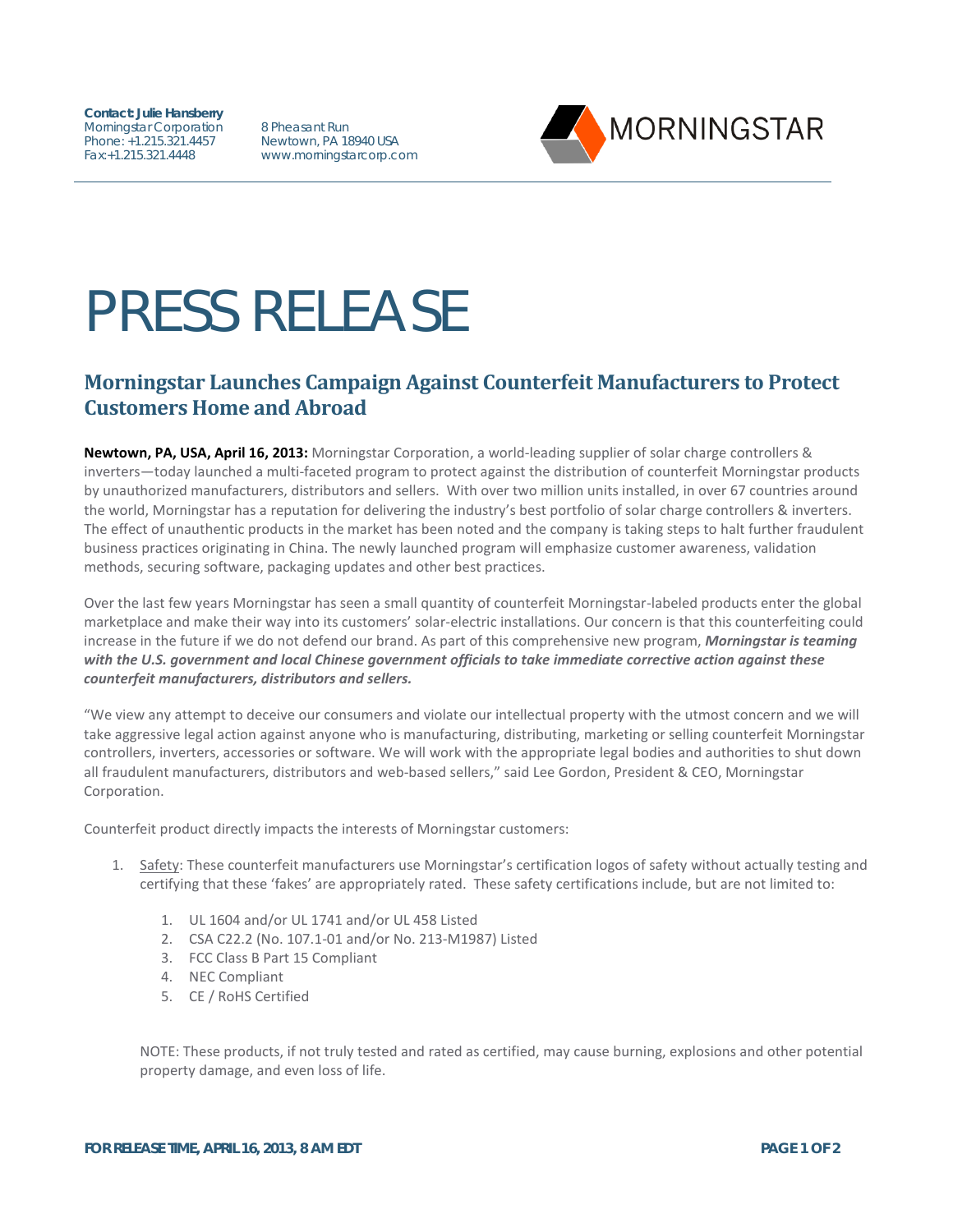**Contact: Julie Hansberry**
Morningstar Corporation
Phone: +1.215.321.4457
Fax:+1.215.321.4448

8 Pheasant Run
Newtown, PA 18940 USA
www.morningstarcorp.com

MORNINGSTAR

# PRESS RELEASE

## Morningstar Launches Campaign Against Counterfeit Manufacturers to Protect Customers Home and Abroad

**Newtown, PA, USA, April 16, 2013:** Morningstar Corporation, a world-leading supplier of solar charge controllers & inverters—today launched a multi-faceted program to protect against the distribution of counterfeit Morningstar products by unauthorized manufacturers, distributors and sellers. With over two million units installed, in over 67 countries around the world, Morningstar has a reputation for delivering the industry's best portfolio of solar charge controllers & inverters. The effect of unauthentic products in the market has been noted and the company is taking steps to halt further fraudulent business practices originating in China. The newly launched program will emphasize customer awareness, validation methods, securing software, packaging updates and other best practices.

Over the last few years Morningstar has seen a small quantity of counterfeit Morningstar-labeled products enter the global marketplace and make their way into its customers' solar-electric installations. Our concern is that this counterfeiting could increase in the future if we do not defend our brand. As part of this comprehensive new program, ***Morningstar is teaming with the U.S. government and local Chinese government officials to take immediate corrective action against these counterfeit manufacturers, distributors and sellers.***

"We view any attempt to deceive our consumers and violate our intellectual property with the utmost concern and we will take aggressive legal action against anyone who is manufacturing, distributing, marketing or selling counterfeit Morningstar controllers, inverters, accessories or software. We will work with the appropriate legal bodies and authorities to shut down all fraudulent manufacturers, distributors and web-based sellers," said Lee Gordon, President & CEO, Morningstar Corporation.

Counterfeit product directly impacts the interests of Morningstar customers:

1. <u>Safety</u>: These counterfeit manufacturers use Morningstar's certification logos of safety without actually testing and certifying that these 'fakes' are appropriately rated. These safety certifications include, but are not limited to:
    1. UL 1604 and/or UL 1741 and/or UL 458 Listed
    2. CSA C22.2 (No. 107.1-01 and/or No. 213-M1987) Listed
    3. FCC Class B Part 15 Compliant
    4. NEC Compliant
    5. CE / RoHS Certified

   NOTE: These products, if not truly tested and rated as certified, may cause burning, explosions and other potential property damage, and even loss of life.

**FOR RELEASE TIME, APRIL 16, 2013, 8 AM EDT**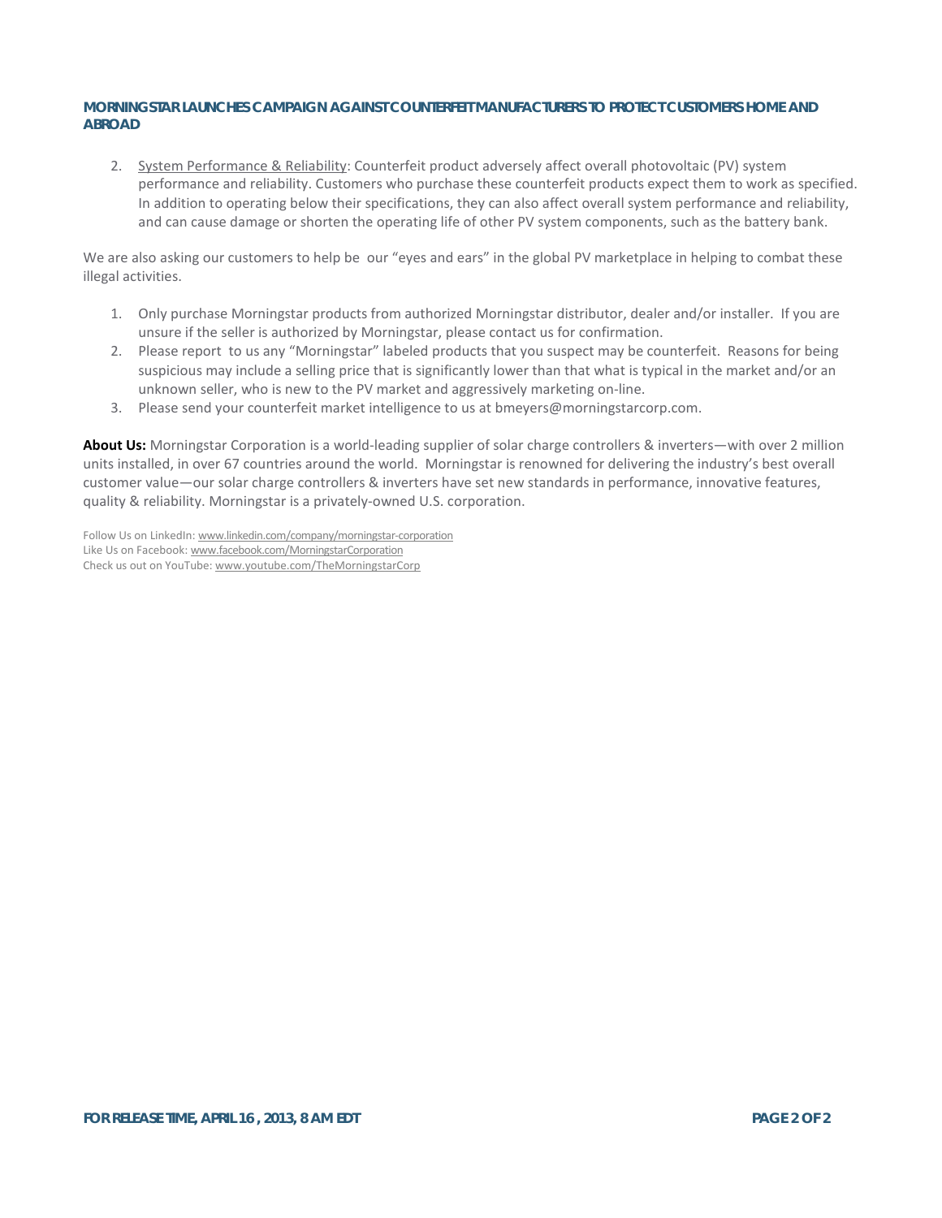2. System Performance & Reliability: Counterfeit product adversely affect overall photovoltaic (PV) system performance and reliability. Customers who purchase these counterfeit products expect them to work as specified. In addition to operating below their specifications, they can also affect overall system performance and reliability, and can cause damage or shorten the operating life of other PV system components, such as the battery bank.

We are also asking our customers to help be our "eyes and ears" in the global PV marketplace in helping to combat these illegal activities.

1. Only purchase Morningstar products from authorized Morningstar distributor, dealer and/or installer. If you are unsure if the seller is authorized by Morningstar, please contact us for confirmation.
2. Please report to us any "Morningstar" labeled products that you suspect may be counterfeit. Reasons for being suspicious may include a selling price that is significantly lower than that what is typical in the market and/or an unknown seller, who is new to the PV market and aggressively marketing on-line.
3. Please send your counterfeit market intelligence to us at bmeyers@morningstarcorp.com.

**About Us:** Morningstar Corporation is a world-leading supplier of solar charge controllers & inverters—with over 2 million units installed, in over 67 countries around the world. Morningstar is renowned for delivering the industry's best overall customer value—our solar charge controllers & inverters have set new standards in performance, innovative features, quality & reliability. Morningstar is a privately-owned U.S. corporation.

Follow Us on LinkedIn: www.linkedin.com/company/morningstar-corporation
Like Us on Facebook: www.facebook.com/MorningstarCorporation
Check us out on YouTube: www.youtube.com/TheMorningstarCorp